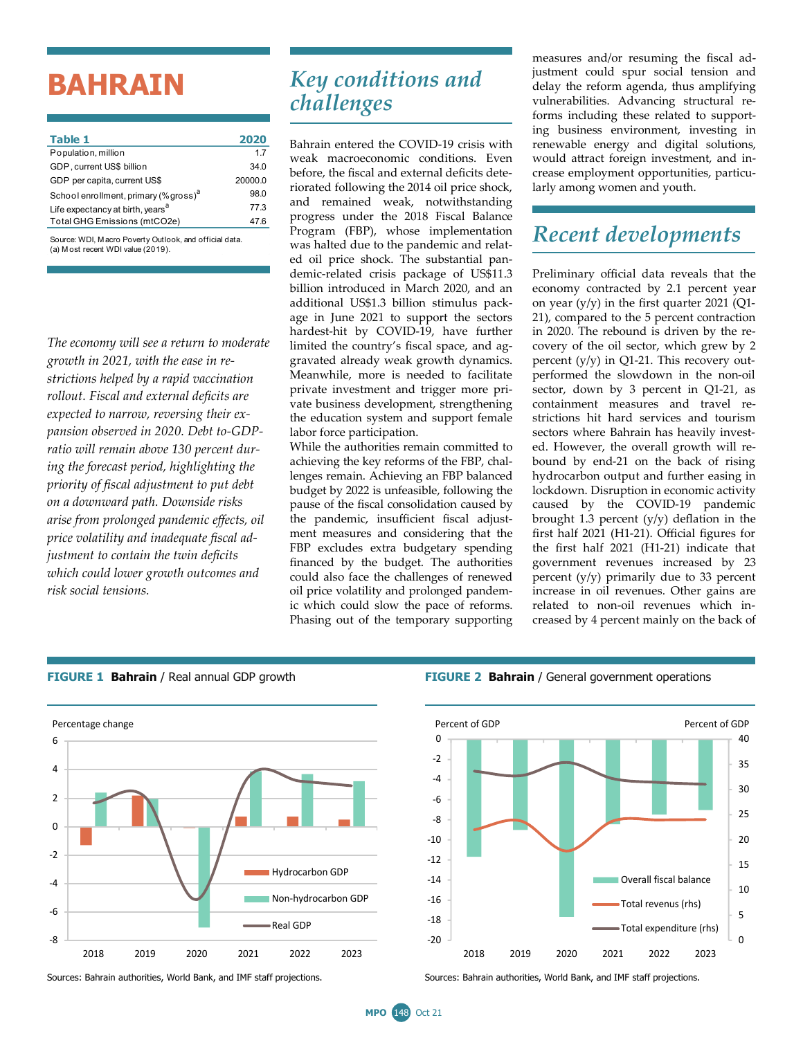# BAHRAIN

| Table 1 | 2020 |
|---|---|
| Population, million | 1.7 |
| GDP, current US$ billion | 34.0 |
| GDP per capita, current US$ | 20000.0 |
| School enrollment, primary (% gross)[a] | 98.0 |
| Life expectancy at birth, years[a] | 77.3 |
| Total GHG Emissions (mtCO2e) | 47.6 |

Source: WDI, Macro Poverty Outlook, and official data.
(a) Most recent WDI value (2019).

*The economy will see a return to moderate growth in 2021, with the ease in restrictions helped by a rapid vaccination rollout. Fiscal and external deficits are expected to narrow, reversing their expansion observed in 2020. Debt to-GDP-ratio will remain above 130 percent during the forecast period, highlighting the priority of fiscal adjustment to put debt on a downward path. Downside risks arise from prolonged pandemic effects, oil price volatility and inadequate fiscal adjustment to contain the twin deficits which could lower growth outcomes and risk social tensions.*

## Key conditions and challenges

Bahrain entered the COVID-19 crisis with weak macroeconomic conditions. Even before, the fiscal and external deficits deteriorated following the 2014 oil price shock, and remained weak, notwithstanding progress under the 2018 Fiscal Balance Program (FBP), whose implementation was halted due to the pandemic and related oil price shock. The substantial pandemic-related crisis package of US$11.3 billion introduced in March 2020, and an additional US$1.3 billion stimulus package in June 2021 to support the sectors hardest-hit by COVID-19, have further limited the country's fiscal space, and aggravated already weak growth dynamics. Meanwhile, more is needed to facilitate private investment and trigger more private business development, strengthening the education system and support female labor force participation.

While the authorities remain committed to achieving the key reforms of the FBP, challenges remain. Achieving an FBP balanced budget by 2022 is unfeasible, following the pause of the fiscal consolidation caused by the pandemic, insufficient fiscal adjustment measures and considering that the FBP excludes extra budgetary spending financed by the budget. The authorities could also face the challenges of renewed oil price volatility and prolonged pandemic which could slow the pace of reforms. Phasing out of the temporary supporting measures and/or resuming the fiscal adjustment could spur social tension and delay the reform agenda, thus amplifying vulnerabilities. Advancing structural reforms including these related to supporting business environment, investing in renewable energy and digital solutions, would attract foreign investment, and increase employment opportunities, particularly among women and youth.

## Recent developments

Preliminary official data reveals that the economy contracted by 2.1 percent year on year (y/y) in the first quarter 2021 (Q1-21), compared to the 5 percent contraction in 2020. The rebound is driven by the recovery of the oil sector, which grew by 2 percent (y/y) in Q1-21. This recovery outperformed the slowdown in the non-oil sector, down by 3 percent in Q1-21, as containment measures and travel restrictions hit hard services and tourism sectors where Bahrain has heavily invested. However, the overall growth will rebound by end-21 on the back of rising hydrocarbon output and further easing in lockdown. Disruption in economic activity caused by the COVID-19 pandemic brought 1.3 percent (y/y) deflation in the first half 2021 (H1-21). Official figures for the first half 2021 (H1-21) indicate that government revenues increased by 23 percent (y/y) primarily due to 33 percent increase in oil revenues. Other gains are related to non-oil revenues which increased by 4 percent mainly on the back of

**FIGURE 1 Bahrain** / Real annual GDP growth

Sources: Bahrain authorities, World Bank, and IMF staff projections.

**FIGURE 2 Bahrain** / General government operations

Sources: Bahrain authorities, World Bank, and IMF staff projections.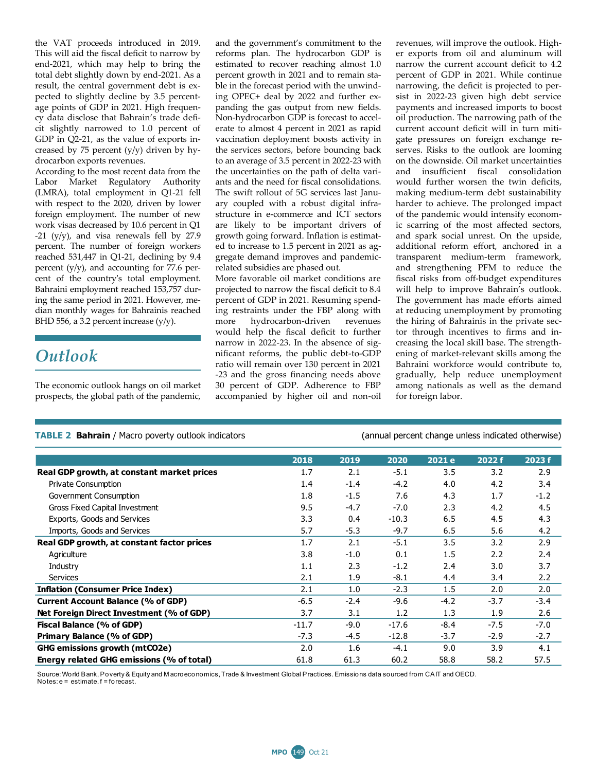the VAT proceeds introduced in 2019. This will aid the fiscal deficit to narrow by end-2021, which may help to bring the total debt slightly down by end-2021. As a result, the central government debt is expected to slightly decline by 3.5 percentage points of GDP in 2021. High frequency data disclose that Bahrain's trade deficit slightly narrowed to 1.0 percent of GDP in Q2-21, as the value of exports increased by 75 percent (y/y) driven by hydrocarbon exports revenues.

According to the most recent data from the Labor Market Regulatory Authority (LMRA), total employment in Q1-21 fell with respect to the 2020, driven by lower foreign employment. The number of new work visas decreased by 10.6 percent in Q1-21 (y/y), and visa renewals fell by 27.9 percent. The number of foreign workers reached 531,447 in Q1-21, declining by 9.4 percent (y/y), and accounting for 77.6 percent of the country's total employment. Bahraini employment reached 153,757 during the same period in 2021. However, median monthly wages for Bahrainis reached BHD 556, a 3.2 percent increase (y/y).

## Outlook

The economic outlook hangs on oil market prospects, the global path of the pandemic, and the government's commitment to the reforms plan. The hydrocarbon GDP is estimated to recover reaching almost 1.0 percent growth in 2021 and to remain stable in the forecast period with the unwinding OPEC+ deal by 2022 and further expanding the gas output from new fields. Non-hydrocarbon GDP is forecast to accelerate to almost 4 percent in 2021 as rapid vaccination deployment boosts activity in the services sectors, before bouncing back to an average of 3.5 percent in 2022-23 with the uncertainties on the path of delta variants and the need for fiscal consolidations. The swift rollout of 5G services last January coupled with a robust digital infrastructure in e-commerce and ICT sectors are likely to be important drivers of growth going forward. Inflation is estimated to increase to 1.5 percent in 2021 as aggregate demand improves and pandemic-related subsidies are phased out.

More favorable oil market conditions are projected to narrow the fiscal deficit to 8.4 percent of GDP in 2021. Resuming spending restraints under the FBP along with more hydrocarbon-driven revenues would help the fiscal deficit to further narrow in 2022-23. In the absence of significant reforms, the public debt-to-GDP ratio will remain over 130 percent in 2021-23 and the gross financing needs above 30 percent of GDP. Adherence to FBP accompanied by higher oil and non-oil revenues, will improve the outlook. Higher exports from oil and aluminum will narrow the current account deficit to 4.2 percent of GDP in 2021. While continue narrowing, the deficit is projected to persist in 2022-23 given high debt service payments and increased imports to boost oil production. The narrowing path of the current account deficit will in turn mitigate pressures on foreign exchange reserves. Risks to the outlook are looming on the downside. Oil market uncertainties and insufficient fiscal consolidation would further worsen the twin deficits, making medium-term debt sustainability harder to achieve. The prolonged impact of the pandemic would intensify economic scarring of the most affected sectors, and spark social unrest. On the upside, additional reform effort, anchored in a transparent medium-term framework, and strengthening PFM to reduce the fiscal risks from off-budget expenditures will help to improve Bahrain's outlook. The government has made efforts aimed at reducing unemployment by promoting the hiring of Bahrainis in the private sector through incentives to firms and increasing the local skill base. The strengthening of market-relevant skills among the Bahraini workforce would contribute to, gradually, help reduce unemployment among nationals as well as the demand for foreign labor.

**TABLE 2 Bahrain** / Macro poverty outlook indicators (annual percent change unless indicated otherwise)

| | 2018 | 2019 | 2020 | 2021 e | 2022 f | 2023 f |
|---|---|---|---|---|---|---|
| **Real GDP growth, at constant market prices** | 1.7 | 2.1 | -5.1 | 3.5 | 3.2 | 2.9 |
| Private Consumption | 1.4 | -1.4 | -4.2 | 4.0 | 4.2 | 3.4 |
| Government Consumption | 1.8 | -1.5 | 7.6 | 4.3 | 1.7 | -1.2 |
| Gross Fixed Capital Investment | 9.5 | -4.7 | -7.0 | 2.3 | 4.2 | 4.5 |
| Exports, Goods and Services | 3.3 | 0.4 | -10.3 | 6.5 | 4.5 | 4.3 |
| Imports, Goods and Services | 5.7 | -5.3 | -9.7 | 6.5 | 5.6 | 4.2 |
| **Real GDP growth, at constant factor prices** | 1.7 | 2.1 | -5.1 | 3.5 | 3.2 | 2.9 |
| Agriculture | 3.8 | -1.0 | 0.1 | 1.5 | 2.2 | 2.4 |
| Industry | 1.1 | 2.3 | -1.2 | 2.4 | 3.0 | 3.7 |
| Services | 2.1 | 1.9 | -8.1 | 4.4 | 3.4 | 2.2 |
| **Inflation (Consumer Price Index)** | 2.1 | 1.0 | -2.3 | 1.5 | 2.0 | 2.0 |
| **Current Account Balance (% of GDP)** | -6.5 | -2.4 | -9.6 | -4.2 | -3.7 | -3.4 |
| **Net Foreign Direct Investment (% of GDP)** | 3.7 | 3.1 | 1.2 | 1.3 | 1.9 | 2.6 |
| **Fiscal Balance (% of GDP)** | -11.7 | -9.0 | -17.6 | -8.4 | -7.5 | -7.0 |
| **Primary Balance (% of GDP)** | -7.3 | -4.5 | -12.8 | -3.7 | -2.9 | -2.7 |
| **GHG emissions growth (mtCO2e)** | 2.0 | 1.6 | -4.1 | 9.0 | 3.9 | 4.1 |
| **Energy related GHG emissions (% of total)** | 61.8 | 61.3 | 60.2 | 58.8 | 58.2 | 57.5 |

Source: World Bank, Poverty & Equity and Macroeconomics, Trade & Investment Global Practices. Emissions data sourced from CAIT and OECD.
Notes: e = estimate, f = forecast.